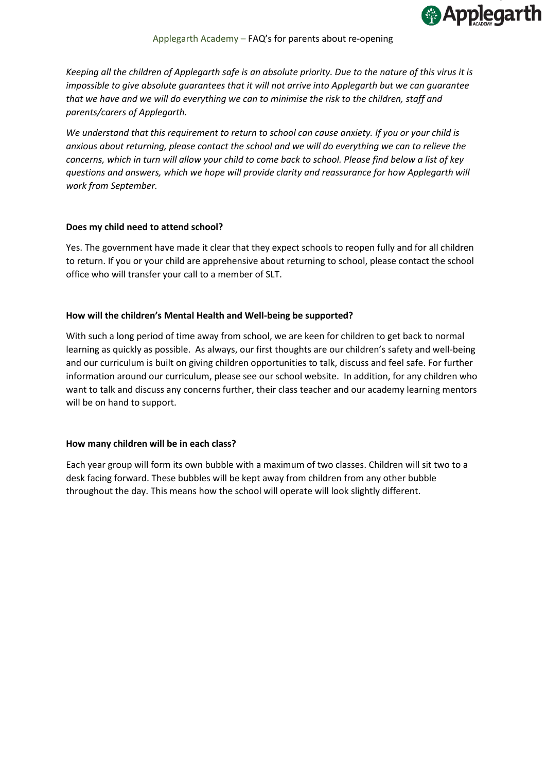# Applegarth Academy – FAQ's for parents about re-opening

*Keeping all the children of Applegarth safe is an absolute priority. Due to the nature of this virus it is impossible to give absolute guarantees that it will not arrive into Applegarth but we can guarantee that we have and we will do everything we can to minimise the risk to the children, staff and parents/carers of Applegarth.*

*We understand that this requirement to return to school can cause anxiety. If you or your child is anxious about returning, please contact the school and we will do everything we can to relieve the concerns, which in turn will allow your child to come back to school. Please find below a list of key questions and answers, which we hope will provide clarity and reassurance for how Applegarth will work from September.*

**Does my child need to attend school?**

Yes. The government have made it clear that they expect schools to reopen fully and for all children to return. If you or your child are apprehensive about returning to school, please contact the school office who will transfer your call to a member of SLT.

**How will the children's Mental Health and Well-being be supported?**

With such a long period of time away from school, we are keen for children to get back to normal learning as quickly as possible. As always, our first thoughts are our children's safety and well-being and our curriculum is built on giving children opportunities to talk, discuss and feel safe. For further information around our curriculum, please see our school website. In addition, for any children who want to talk and discuss any concerns further, their class teacher and our academy learning mentors will be on hand to support.

**How many children will be in each class?**

Each year group will form its own bubble with a maximum of two classes. Children will sit two to a desk facing forward. These bubbles will be kept away from children from any other bubble throughout the day. This means how the school will operate will look slightly different.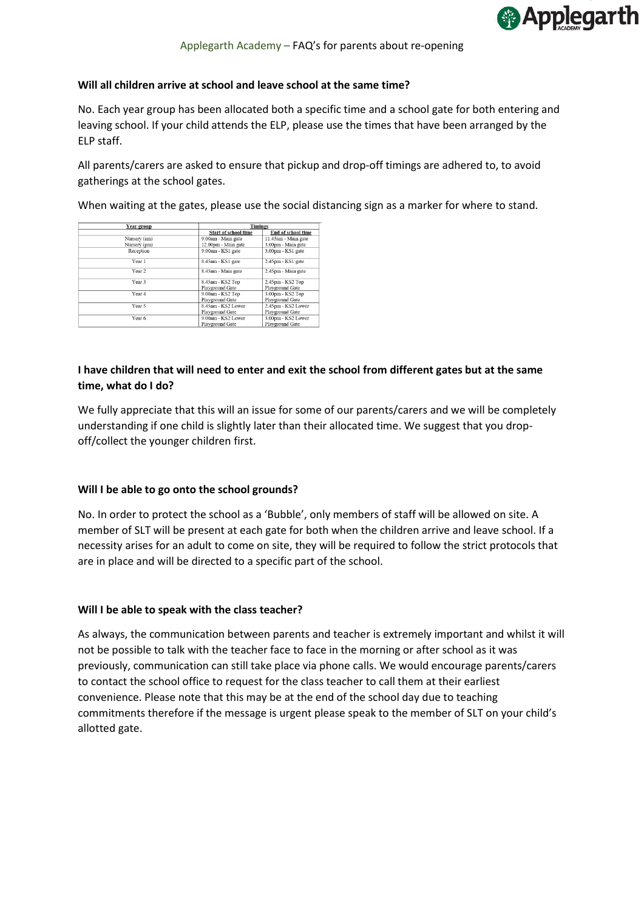Applegarth Academy – FAQ's for parents about re-opening

**Will all children arrive at school and leave school at the same time?**

No. Each year group has been allocated both a specific time and a school gate for both entering and leaving school. If your child attends the ELP, please use the times that have been arranged by the ELP staff.

All parents/carers are asked to ensure that pickup and drop-off timings are adhered to, to avoid gatherings at the school gates.

When waiting at the gates, please use the social distancing sign as a marker for where to stand.

| Year group | Timings | |
|---|---|---|
| | Start of school time | End of school time |
| Nursery (am) | 9:00am - Main gate | 11.45am - Main gate |
| Nursery (pm) | 12.00pm - Main gate | 3.00pm - Main gate |
| Reception | 9:00am - KS1 gate | 3.00pm - KS1 gate |
| Year 1 | 8.45am - KS1 gate | 2.45pm - KS1 gate |
| Year 2 | 8.45am - Main gate | 2.45pm - Main gate |
| Year 3 | 8.45am - KS2 Top Playground Gate | 2.45pm - KS2 Top Playground Gate |
| Year 4 | 9.00am - KS2 Top Playground Gate | 3.00pm - KS2 Top Playground Gate |
| Year 5 | 8.45am - KS2 Lower Playground Gate | 2.45pm - KS2 Lower Playground Gate |
| Year 6 | 9.00am - KS2 Lower Playground Gate | 3.00pm - KS2 Lower Playground Gate |

**I have children that will need to enter and exit the school from different gates but at the same time, what do I do?**

We fully appreciate that this will an issue for some of our parents/carers and we will be completely understanding if one child is slightly later than their allocated time. We suggest that you drop-off/collect the younger children first.

**Will I be able to go onto the school grounds?**

No. In order to protect the school as a 'Bubble', only members of staff will be allowed on site. A member of SLT will be present at each gate for both when the children arrive and leave school. If a necessity arises for an adult to come on site, they will be required to follow the strict protocols that are in place and will be directed to a specific part of the school.

**Will I be able to speak with the class teacher?**

As always, the communication between parents and teacher is extremely important and whilst it will not be possible to talk with the teacher face to face in the morning or after school as it was previously, communication can still take place via phone calls. We would encourage parents/carers to contact the school office to request for the class teacher to call them at their earliest convenience. Please note that this may be at the end of the school day due to teaching commitments therefore if the message is urgent please speak to the member of SLT on your child's allotted gate.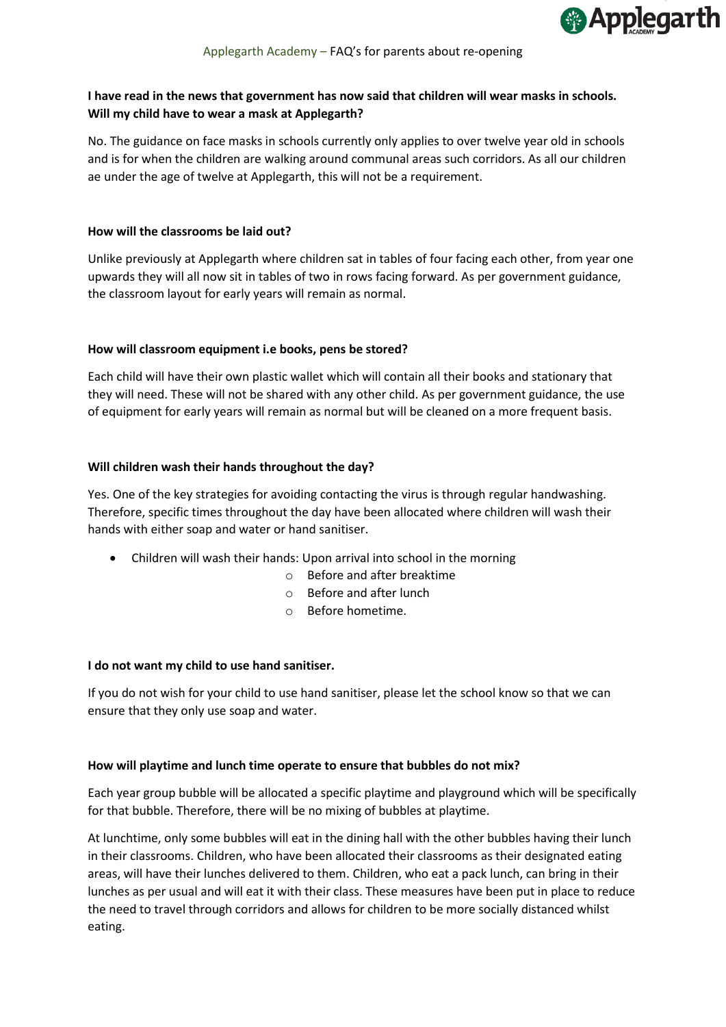**I have read in the news that government has now said that children will wear masks in schools. Will my child have to wear a mask at Applegarth?**

No. The guidance on face masks in schools currently only applies to over twelve year old in schools and is for when the children are walking around communal areas such corridors. As all our children ae under the age of twelve at Applegarth, this will not be a requirement.

**How will the classrooms be laid out?**

Unlike previously at Applegarth where children sat in tables of four facing each other, from year one upwards they will all now sit in tables of two in rows facing forward. As per government guidance, the classroom layout for early years will remain as normal.

**How will classroom equipment i.e books, pens be stored?**

Each child will have their own plastic wallet which will contain all their books and stationary that they will need. These will not be shared with any other child. As per government guidance, the use of equipment for early years will remain as normal but will be cleaned on a more frequent basis.

**Will children wash their hands throughout the day?**

Yes. One of the key strategies for avoiding contacting the virus is through regular handwashing. Therefore, specific times throughout the day have been allocated where children will wash their hands with either soap and water or hand sanitiser.

- Children will wash their hands: Upon arrival into school in the morning
  - Before and after breaktime
  - Before and after lunch
  - Before hometime.

**I do not want my child to use hand sanitiser.**

If you do not wish for your child to use hand sanitiser, please let the school know so that we can ensure that they only use soap and water.

**How will playtime and lunch time operate to ensure that bubbles do not mix?**

Each year group bubble will be allocated a specific playtime and playground which will be specifically for that bubble. Therefore, there will be no mixing of bubbles at playtime.

At lunchtime, only some bubbles will eat in the dining hall with the other bubbles having their lunch in their classrooms. Children, who have been allocated their classrooms as their designated eating areas, will have their lunches delivered to them. Children, who eat a pack lunch, can bring in their lunches as per usual and will eat it with their class. These measures have been put in place to reduce the need to travel through corridors and allows for children to be more socially distanced whilst eating.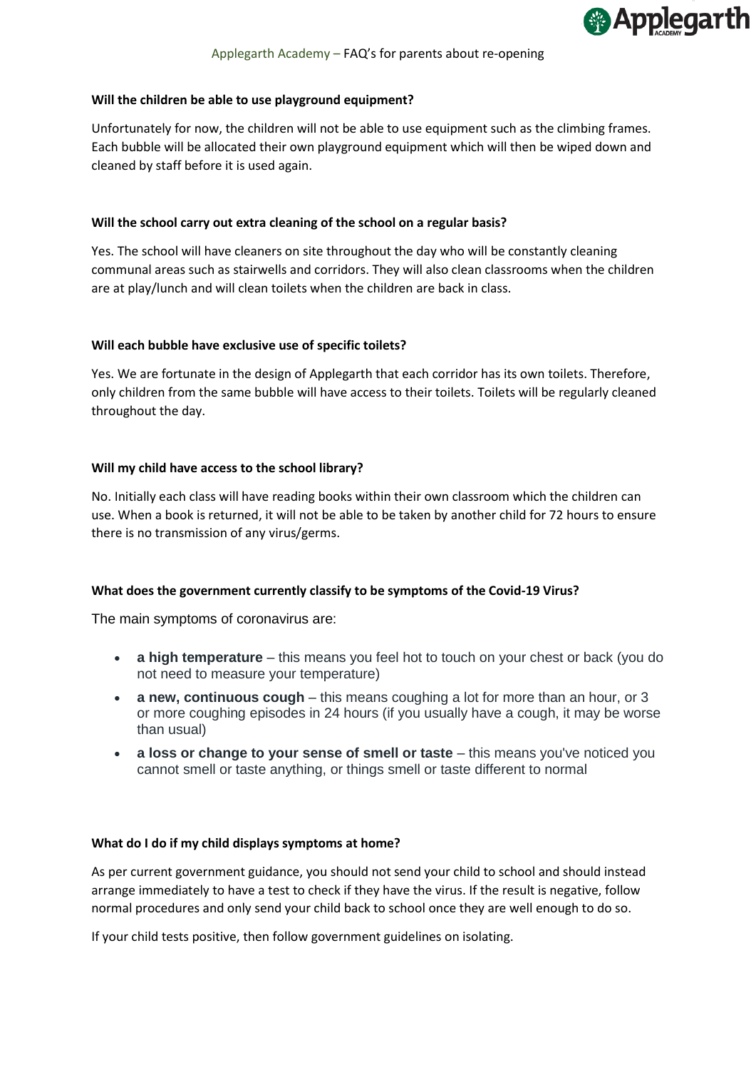**Will the children be able to use playground equipment?**

Unfortunately for now, the children will not be able to use equipment such as the climbing frames. Each bubble will be allocated their own playground equipment which will then be wiped down and cleaned by staff before it is used again.

**Will the school carry out extra cleaning of the school on a regular basis?**

Yes. The school will have cleaners on site throughout the day who will be constantly cleaning communal areas such as stairwells and corridors. They will also clean classrooms when the children are at play/lunch and will clean toilets when the children are back in class.

**Will each bubble have exclusive use of specific toilets?**

Yes. We are fortunate in the design of Applegarth that each corridor has its own toilets. Therefore, only children from the same bubble will have access to their toilets. Toilets will be regularly cleaned throughout the day.

**Will my child have access to the school library?**

No. Initially each class will have reading books within their own classroom which the children can use. When a book is returned, it will not be able to be taken by another child for 72 hours to ensure there is no transmission of any virus/germs.

**What does the government currently classify to be symptoms of the Covid-19 Virus?**

The main symptoms of coronavirus are:

- **a high temperature** – this means you feel hot to touch on your chest or back (you do not need to measure your temperature)
- **a new, continuous cough** – this means coughing a lot for more than an hour, or 3 or more coughing episodes in 24 hours (if you usually have a cough, it may be worse than usual)
- **a loss or change to your sense of smell or taste** – this means you've noticed you cannot smell or taste anything, or things smell or taste different to normal

**What do I do if my child displays symptoms at home?**

As per current government guidance, you should not send your child to school and should instead arrange immediately to have a test to check if they have the virus. If the result is negative, follow normal procedures and only send your child back to school once they are well enough to do so.

If your child tests positive, then follow government guidelines on isolating.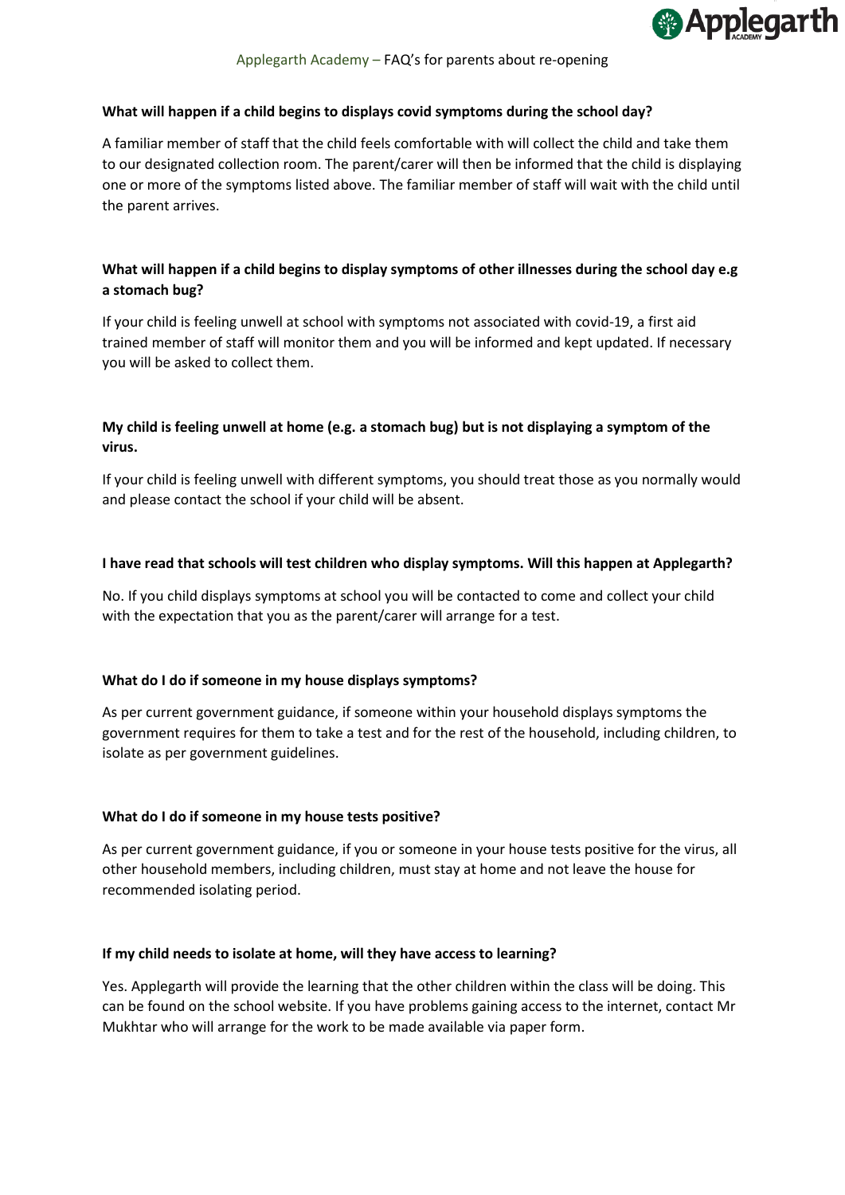**What will happen if a child begins to displays covid symptoms during the school day?**

A familiar member of staff that the child feels comfortable with will collect the child and take them to our designated collection room. The parent/carer will then be informed that the child is displaying one or more of the symptoms listed above. The familiar member of staff will wait with the child until the parent arrives.

**What will happen if a child begins to display symptoms of other illnesses during the school day e.g a stomach bug?**

If your child is feeling unwell at school with symptoms not associated with covid-19, a first aid trained member of staff will monitor them and you will be informed and kept updated. If necessary you will be asked to collect them.

**My child is feeling unwell at home (e.g. a stomach bug) but is not displaying a symptom of the virus.**

If your child is feeling unwell with different symptoms, you should treat those as you normally would and please contact the school if your child will be absent.

**I have read that schools will test children who display symptoms. Will this happen at Applegarth?**

No. If you child displays symptoms at school you will be contacted to come and collect your child with the expectation that you as the parent/carer will arrange for a test.

**What do I do if someone in my house displays symptoms?**

As per current government guidance, if someone within your household displays symptoms the government requires for them to take a test and for the rest of the household, including children, to isolate as per government guidelines.

**What do I do if someone in my house tests positive?**

As per current government guidance, if you or someone in your house tests positive for the virus, all other household members, including children, must stay at home and not leave the house for recommended isolating period.

**If my child needs to isolate at home, will they have access to learning?**

Yes. Applegarth will provide the learning that the other children within the class will be doing. This can be found on the school website. If you have problems gaining access to the internet, contact Mr Mukhtar who will arrange for the work to be made available via paper form.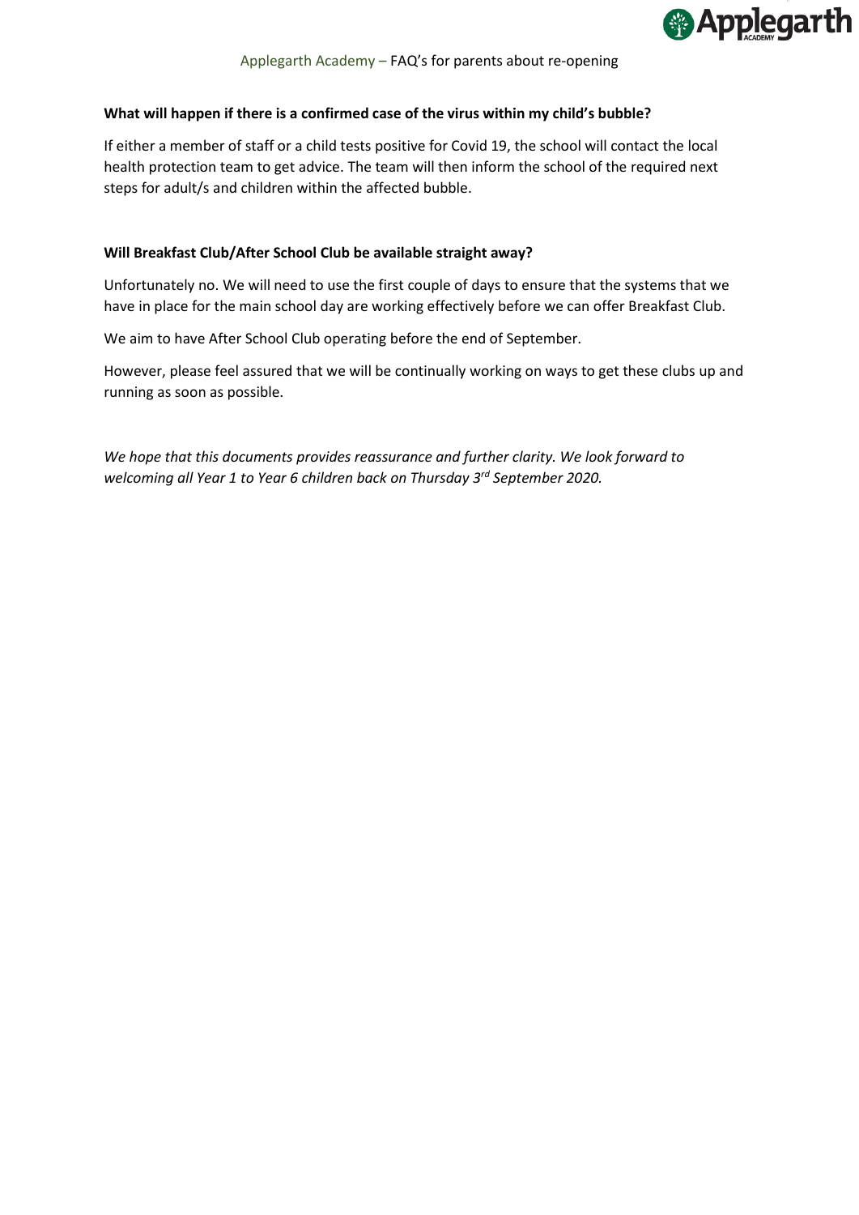**What will happen if there is a confirmed case of the virus within my child's bubble?**

If either a member of staff or a child tests positive for Covid 19, the school will contact the local health protection team to get advice. The team will then inform the school of the required next steps for adult/s and children within the affected bubble.

**Will Breakfast Club/After School Club be available straight away?**

Unfortunately no. We will need to use the first couple of days to ensure that the systems that we have in place for the main school day are working effectively before we can offer Breakfast Club.

We aim to have After School Club operating before the end of September.

However, please feel assured that we will be continually working on ways to get these clubs up and running as soon as possible.

*We hope that this documents provides reassurance and further clarity. We look forward to welcoming all Year 1 to Year 6 children back on Thursday 3rd September 2020.*